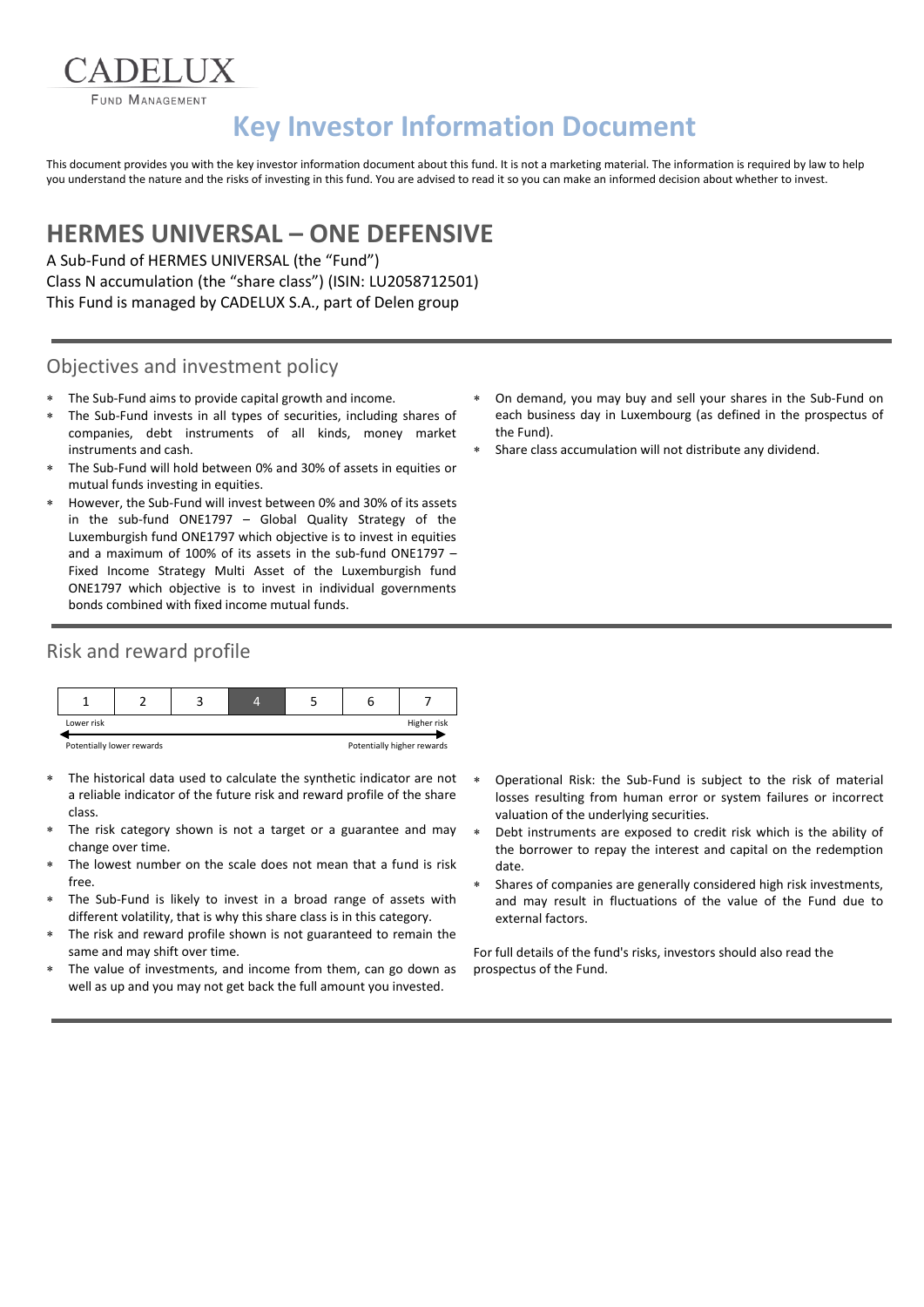CADELUX

FUND MANAGEMENT

# Key Investor Information Document

This document provides you with the key investor information document about this fund. It is not a marketing material. The information is required by law to help you understand the nature and the risks of investing in this fund. You are advised to read it so you can make an informed decision about whether to invest.

## HERMES UNIVERSAL – ONE DEFENSIVE

A Sub-Fund of HERMES UNIVERSAL (the "Fund")
Class N accumulation (the "share class") (ISIN: LU2058712501)
This Fund is managed by CADELUX S.A., part of Delen group

### Objectives and investment policy

- The Sub-Fund aims to provide capital growth and income.
- The Sub-Fund invests in all types of securities, including shares of companies, debt instruments of all kinds, money market instruments and cash.
- The Sub-Fund will hold between 0% and 30% of assets in equities or mutual funds investing in equities.
- However, the Sub-Fund will invest between 0% and 30% of its assets in the sub-fund ONE1797 – Global Quality Strategy of the Luxemburgish fund ONE1797 which objective is to invest in equities and a maximum of 100% of its assets in the sub-fund ONE1797 – Fixed Income Strategy Multi Asset of the Luxemburgish fund ONE1797 which objective is to invest in individual governments bonds combined with fixed income mutual funds.
- On demand, you may buy and sell your shares in the Sub-Fund on each business day in Luxembourg (as defined in the prospectus of the Fund).
- Share class accumulation will not distribute any dividend.

### Risk and reward profile

| 1 | 2 | 3 | **4** | 5 | 6 | 7 |
|---|---|---|---|---|---|---|

Lower risk — Higher risk

Potentially lower rewards — Potentially higher rewards

- The historical data used to calculate the synthetic indicator are not a reliable indicator of the future risk and reward profile of the share class.
- The risk category shown is not a target or a guarantee and may change over time.
- The lowest number on the scale does not mean that a fund is risk free.
- The Sub-Fund is likely to invest in a broad range of assets with different volatility, that is why this share class is in this category.
- The risk and reward profile shown is not guaranteed to remain the same and may shift over time.
- The value of investments, and income from them, can go down as well as up and you may not get back the full amount you invested.
- Operational Risk: the Sub-Fund is subject to the risk of material losses resulting from human error or system failures or incorrect valuation of the underlying securities.
- Debt instruments are exposed to credit risk which is the ability of the borrower to repay the interest and capital on the redemption date.
- Shares of companies are generally considered high risk investments, and may result in fluctuations of the value of the Fund due to external factors.

For full details of the fund's risks, investors should also read the prospectus of the Fund.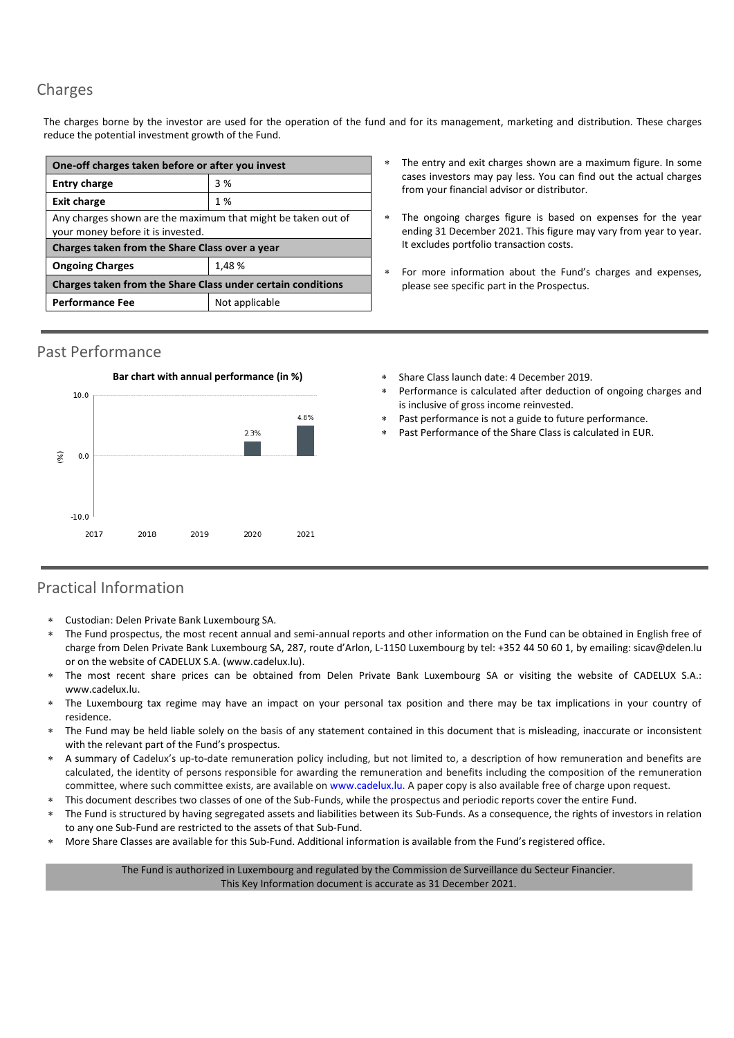## Charges

The charges borne by the investor are used for the operation of the fund and for its management, marketing and distribution. These charges reduce the potential investment growth of the Fund.

| One-off charges taken before or after you invest | |
|---|---|
| **Entry charge** | 3 % |
| **Exit charge** | 1 % |
| Any charges shown are the maximum that might be taken out of your money before it is invested. | |
| **Charges taken from the Share Class over a year** | |
| **Ongoing Charges** | 1,48 % |
| **Charges taken from the Share Class under certain conditions** | |
| **Performance Fee** | Not applicable |

- The entry and exit charges shown are a maximum figure. In some cases investors may pay less. You can find out the actual charges from your financial advisor or distributor.
- The ongoing charges figure is based on expenses for the year ending 31 December 2021. This figure may vary from year to year. It excludes portfolio transaction costs.
- For more information about the Fund's charges and expenses, please see specific part in the Prospectus.

## Past Performance

Bar chart with annual performance (in %)

10.0
0.0
-10.0
(%)
2017 2018 2019 2020 2021
2.3%
4.8%

- Share Class launch date: 4 December 2019.
- Performance is calculated after deduction of ongoing charges and is inclusive of gross income reinvested.
- Past performance is not a guide to future performance.
- Past Performance of the Share Class is calculated in EUR.

## Practical Information

- Custodian: Delen Private Bank Luxembourg SA.
- The Fund prospectus, the most recent annual and semi-annual reports and other information on the Fund can be obtained in English free of charge from Delen Private Bank Luxembourg SA, 287, route d'Arlon, L-1150 Luxembourg by tel: +352 44 50 60 1, by emailing: sicav@delen.lu or on the website of CADELUX S.A. (www.cadelux.lu).
- The most recent share prices can be obtained from Delen Private Bank Luxembourg SA or visiting the website of CADELUX S.A.: www.cadelux.lu.
- The Luxembourg tax regime may have an impact on your personal tax position and there may be tax implications in your country of residence.
- The Fund may be held liable solely on the basis of any statement contained in this document that is misleading, inaccurate or inconsistent with the relevant part of the Fund's prospectus.
- A summary of Cadelux's up-to-date remuneration policy including, but not limited to, a description of how remuneration and benefits are calculated, the identity of persons responsible for awarding the remuneration and benefits including the composition of the remuneration committee, where such committee exists, are available on www.cadelux.lu. A paper copy is also available free of charge upon request.
- This document describes two classes of one of the Sub-Funds, while the prospectus and periodic reports cover the entire Fund.
- The Fund is structured by having segregated assets and liabilities between its Sub-Funds. As a consequence, the rights of investors in relation to any one Sub-Fund are restricted to the assets of that Sub-Fund.
- More Share Classes are available for this Sub-Fund. Additional information is available from the Fund's registered office.

The Fund is authorized in Luxembourg and regulated by the Commission de Surveillance du Secteur Financier.
This Key Information document is accurate as 31 December 2021.